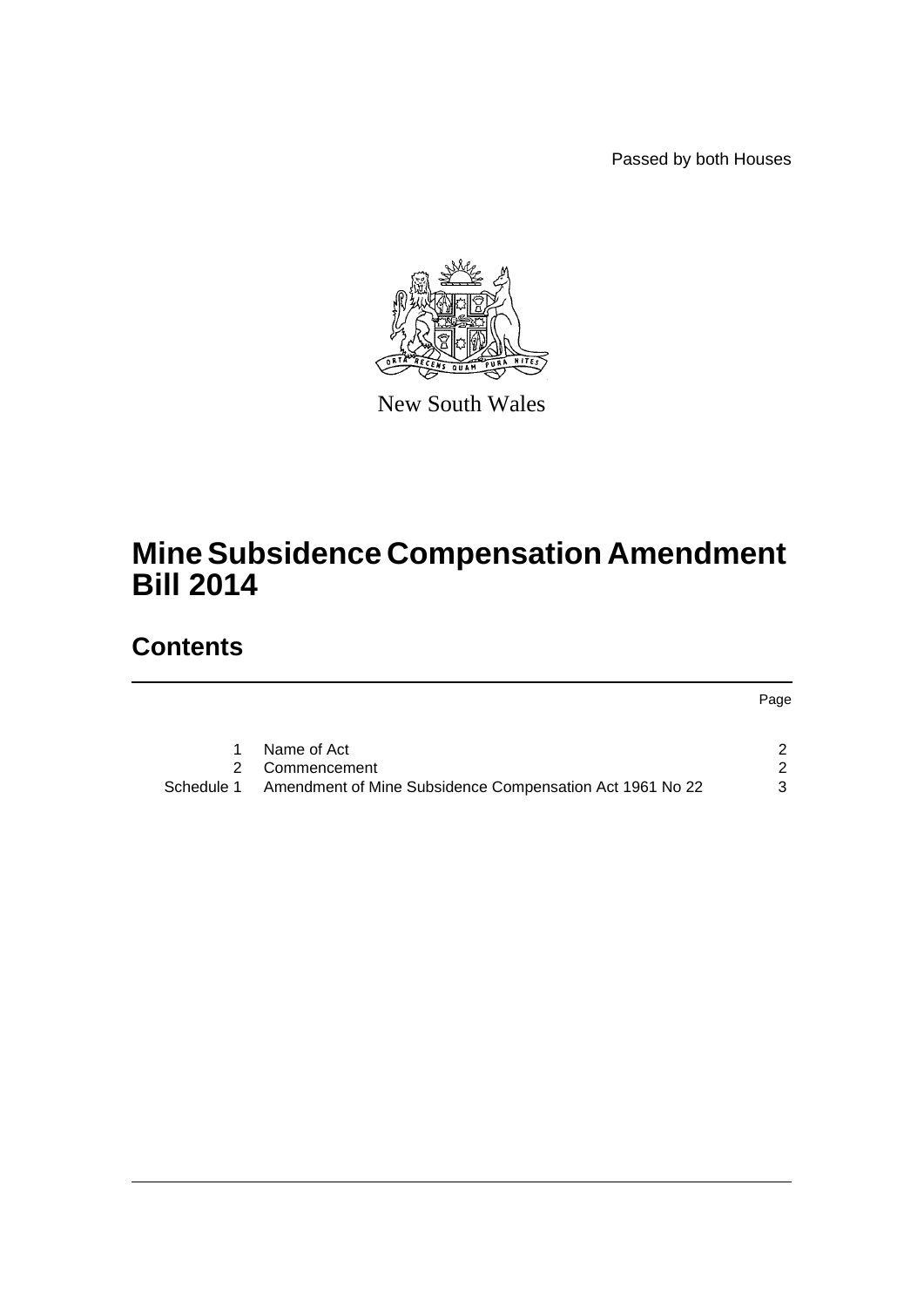Passed by both Houses

New South Wales

# Mine Subsidence Compensation Amendment Bill 2014

## Contents

| | | Page |
|---|---|---|
| 1 | Name of Act | 2 |
| 2 | Commencement | 2 |
| Schedule 1 | Amendment of Mine Subsidence Compensation Act 1961 No 22 | 3 |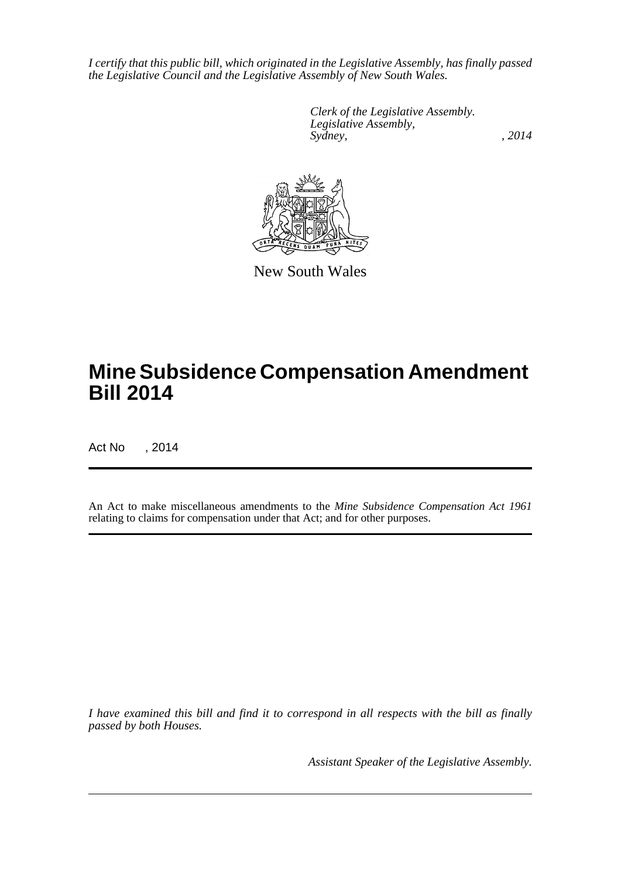*I certify that this public bill, which originated in the Legislative Assembly, has finally passed the Legislative Council and the Legislative Assembly of New South Wales.*

*Clerk of the Legislative Assembly.*
*Legislative Assembly,*
*Sydney, , 2014*

New South Wales

# Mine Subsidence Compensation Amendment Bill 2014

Act No , 2014

An Act to make miscellaneous amendments to the *Mine Subsidence Compensation Act 1961* relating to claims for compensation under that Act; and for other purposes.

*I have examined this bill and find it to correspond in all respects with the bill as finally passed by both Houses.*

*Assistant Speaker of the Legislative Assembly.*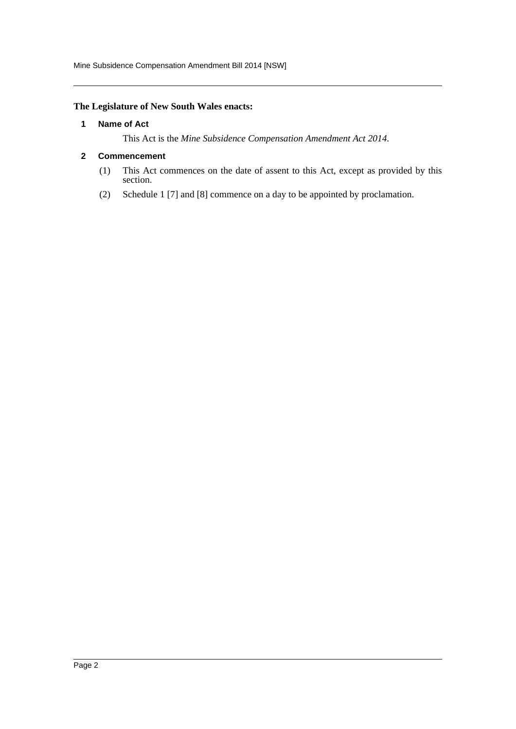**The Legislature of New South Wales enacts:**

## 1 Name of Act

This Act is the *Mine Subsidence Compensation Amendment Act 2014*.

## 2 Commencement

(1) This Act commences on the date of assent to this Act, except as provided by this section.

(2) Schedule 1 [7] and [8] commence on a day to be appointed by proclamation.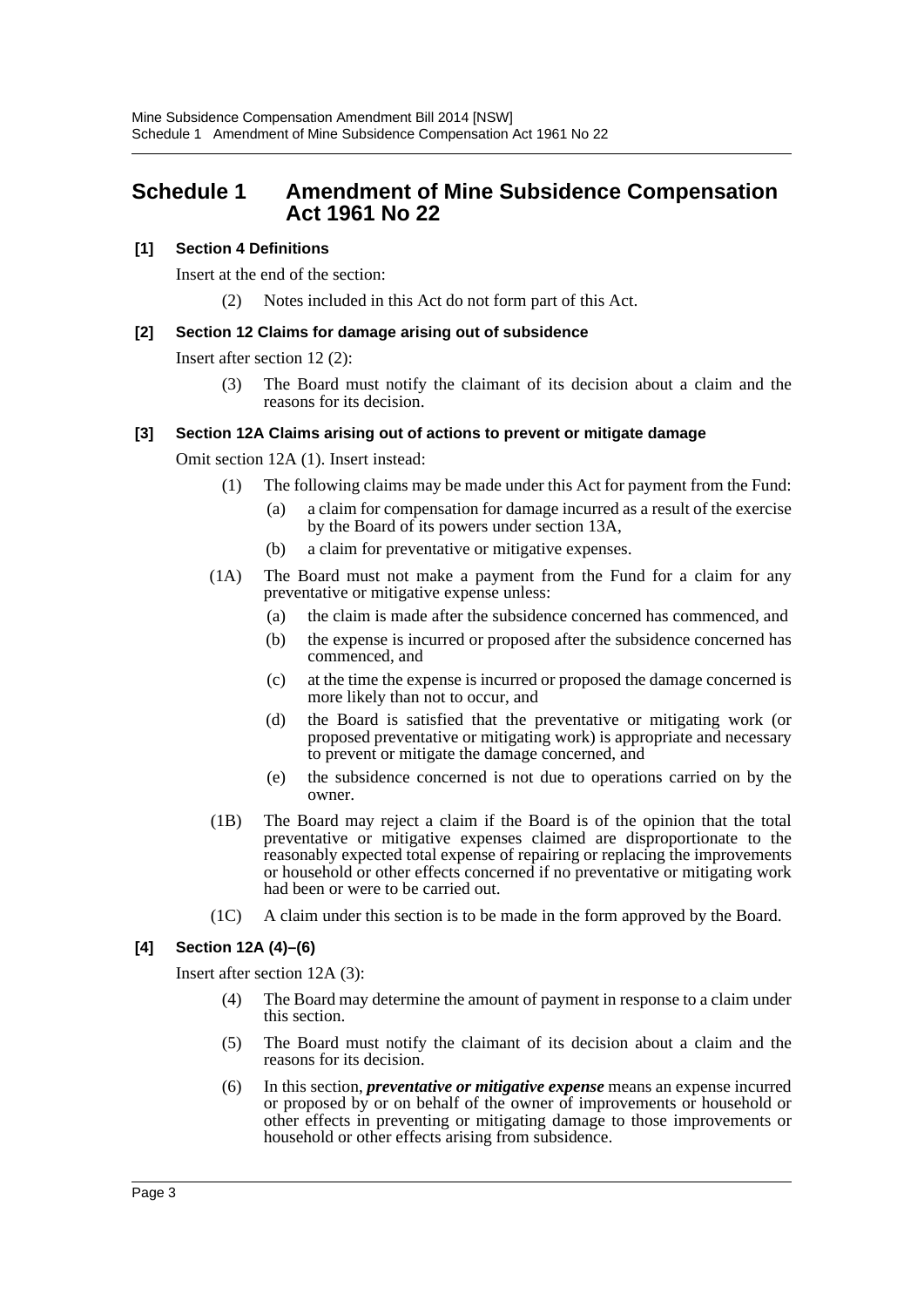# Schedule 1 Amendment of Mine Subsidence Compensation Act 1961 No 22

**[1] Section 4 Definitions**

Insert at the end of the section:

(2) Notes included in this Act do not form part of this Act.

**[2] Section 12 Claims for damage arising out of subsidence**

Insert after section 12 (2):

(3) The Board must notify the claimant of its decision about a claim and the reasons for its decision.

**[3] Section 12A Claims arising out of actions to prevent or mitigate damage**

Omit section 12A (1). Insert instead:

(1) The following claims may be made under this Act for payment from the Fund:

(a) a claim for compensation for damage incurred as a result of the exercise by the Board of its powers under section 13A,

(b) a claim for preventative or mitigative expenses.

(1A) The Board must not make a payment from the Fund for a claim for any preventative or mitigative expense unless:

(a) the claim is made after the subsidence concerned has commenced, and

(b) the expense is incurred or proposed after the subsidence concerned has commenced, and

(c) at the time the expense is incurred or proposed the damage concerned is more likely than not to occur, and

(d) the Board is satisfied that the preventative or mitigating work (or proposed preventative or mitigating work) is appropriate and necessary to prevent or mitigate the damage concerned, and

(e) the subsidence concerned is not due to operations carried on by the owner.

(1B) The Board may reject a claim if the Board is of the opinion that the total preventative or mitigative expenses claimed are disproportionate to the reasonably expected total expense of repairing or replacing the improvements or household or other effects concerned if no preventative or mitigating work had been or were to be carried out.

(1C) A claim under this section is to be made in the form approved by the Board.

**[4] Section 12A (4)–(6)**

Insert after section 12A (3):

(4) The Board may determine the amount of payment in response to a claim under this section.

(5) The Board must notify the claimant of its decision about a claim and the reasons for its decision.

(6) In this section, ***preventative or mitigative expense*** means an expense incurred or proposed by or on behalf of the owner of improvements or household or other effects in preventing or mitigating damage to those improvements or household or other effects arising from subsidence.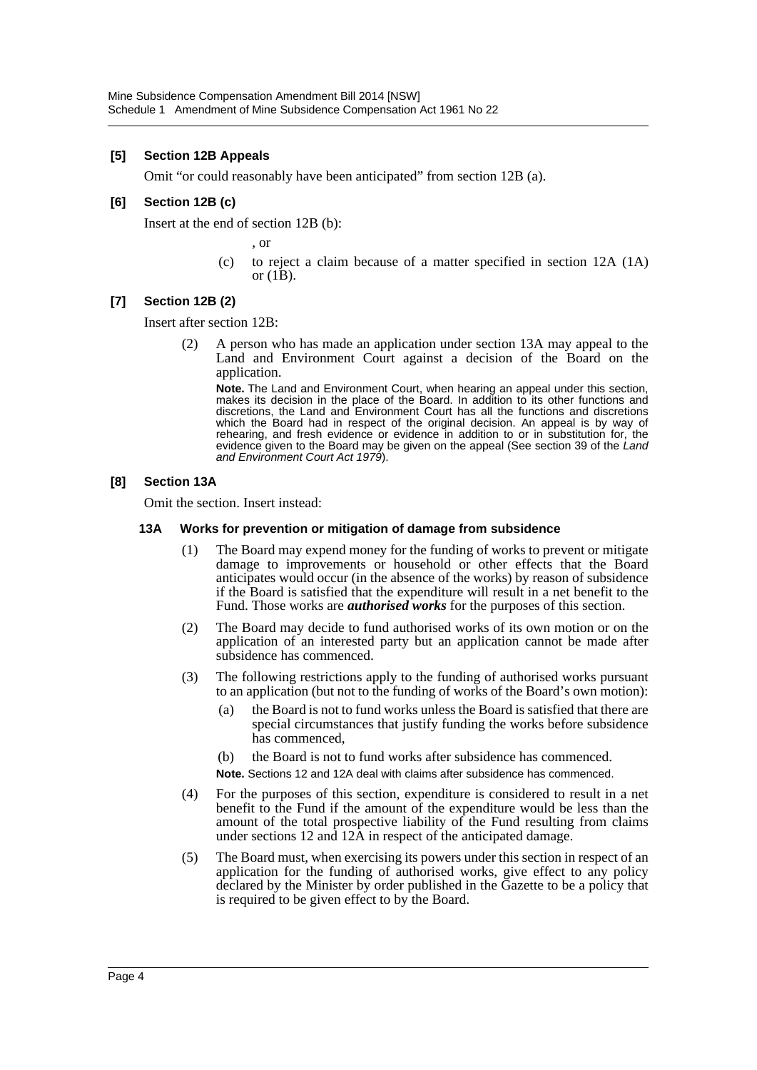### [5] Section 12B Appeals

Omit "or could reasonably have been anticipated" from section 12B (a).

### [6] Section 12B (c)

Insert at the end of section 12B (b):

, or

(c) to reject a claim because of a matter specified in section 12A (1A) or (1B).

### [7] Section 12B (2)

Insert after section 12B:

(2) A person who has made an application under section 13A may appeal to the Land and Environment Court against a decision of the Board on the application.

**Note.** The Land and Environment Court, when hearing an appeal under this section, makes its decision in the place of the Board. In addition to its other functions and discretions, the Land and Environment Court has all the functions and discretions which the Board had in respect of the original decision. An appeal is by way of rehearing, and fresh evidence or evidence in addition to or in substitution for, the evidence given to the Board may be given on the appeal (See section 39 of the *Land and Environment Court Act 1979*).

### [8] Section 13A

Omit the section. Insert instead:

#### 13A Works for prevention or mitigation of damage from subsidence

(1) The Board may expend money for the funding of works to prevent or mitigate damage to improvements or household or other effects that the Board anticipates would occur (in the absence of the works) by reason of subsidence if the Board is satisfied that the expenditure will result in a net benefit to the Fund. Those works are ***authorised works*** for the purposes of this section.

(2) The Board may decide to fund authorised works of its own motion or on the application of an interested party but an application cannot be made after subsidence has commenced.

(3) The following restrictions apply to the funding of authorised works pursuant to an application (but not to the funding of works of the Board's own motion):

(a) the Board is not to fund works unless the Board is satisfied that there are special circumstances that justify funding the works before subsidence has commenced,

(b) the Board is not to fund works after subsidence has commenced.

**Note.** Sections 12 and 12A deal with claims after subsidence has commenced.

(4) For the purposes of this section, expenditure is considered to result in a net benefit to the Fund if the amount of the expenditure would be less than the amount of the total prospective liability of the Fund resulting from claims under sections 12 and 12A in respect of the anticipated damage.

(5) The Board must, when exercising its powers under this section in respect of an application for the funding of authorised works, give effect to any policy declared by the Minister by order published in the Gazette to be a policy that is required to be given effect to by the Board.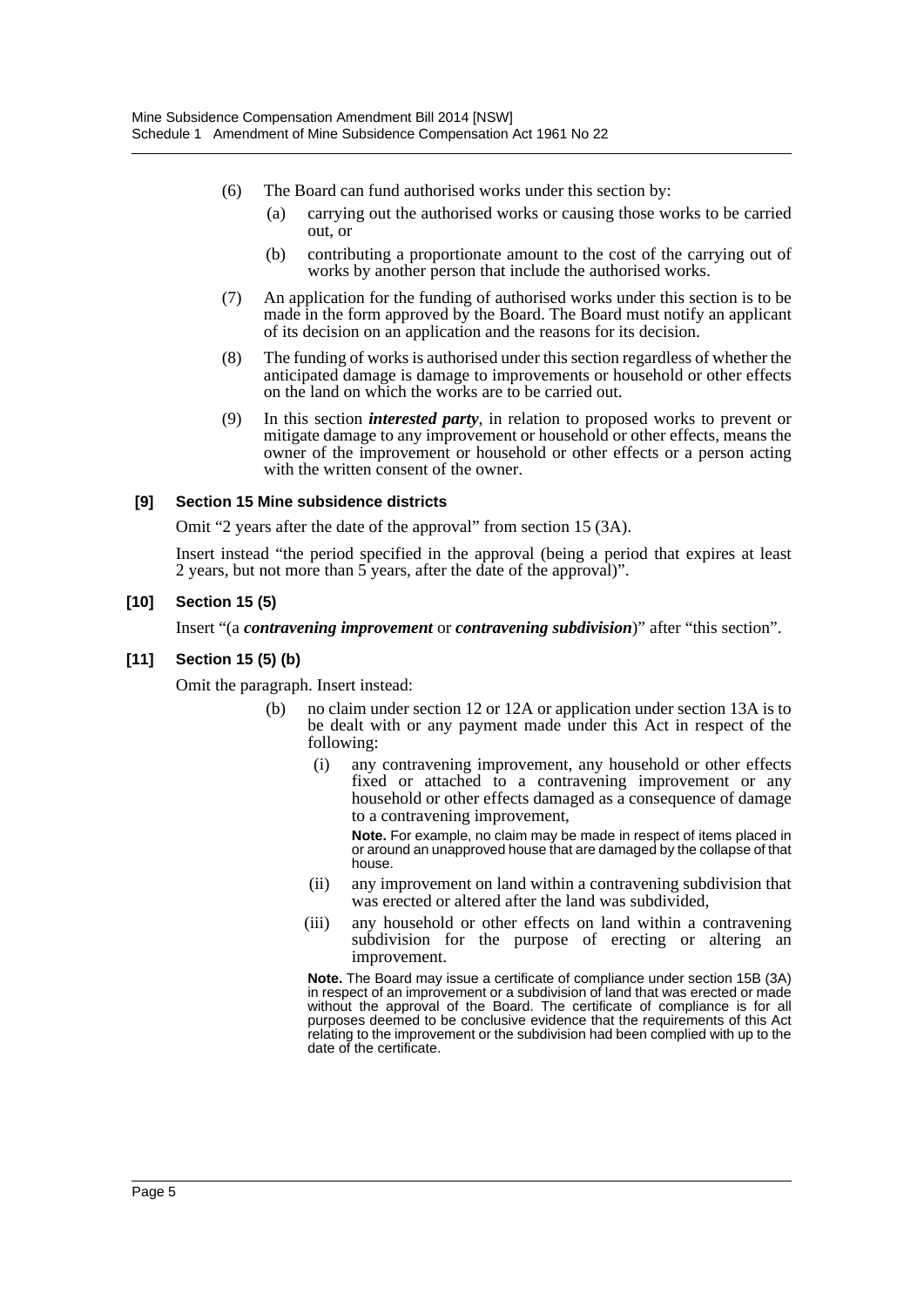(6) The Board can fund authorised works under this section by:

(a) carrying out the authorised works or causing those works to be carried out, or

(b) contributing a proportionate amount to the cost of the carrying out of works by another person that include the authorised works.

(7) An application for the funding of authorised works under this section is to be made in the form approved by the Board. The Board must notify an applicant of its decision on an application and the reasons for its decision.

(8) The funding of works is authorised under this section regardless of whether the anticipated damage is damage to improvements or household or other effects on the land on which the works are to be carried out.

(9) In this section ***interested party***, in relation to proposed works to prevent or mitigate damage to any improvement or household or other effects, means the owner of the improvement or household or other effects or a person acting with the written consent of the owner.

**[9] Section 15 Mine subsidence districts**

Omit "2 years after the date of the approval" from section 15 (3A).

Insert instead "the period specified in the approval (being a period that expires at least 2 years, but not more than 5 years, after the date of the approval)".

**[10] Section 15 (5)**

Insert "(a ***contravening improvement*** or ***contravening subdivision***)" after "this section".

**[11] Section 15 (5) (b)**

Omit the paragraph. Insert instead:

(b) no claim under section 12 or 12A or application under section 13A is to be dealt with or any payment made under this Act in respect of the following:

(i) any contravening improvement, any household or other effects fixed or attached to a contravening improvement or any household or other effects damaged as a consequence of damage to a contravening improvement,

**Note.** For example, no claim may be made in respect of items placed in or around an unapproved house that are damaged by the collapse of that house.

(ii) any improvement on land within a contravening subdivision that was erected or altered after the land was subdivided,

(iii) any household or other effects on land within a contravening subdivision for the purpose of erecting or altering an improvement.

**Note.** The Board may issue a certificate of compliance under section 15B (3A) in respect of an improvement or a subdivision of land that was erected or made without the approval of the Board. The certificate of compliance is for all purposes deemed to be conclusive evidence that the requirements of this Act relating to the improvement or the subdivision had been complied with up to the date of the certificate.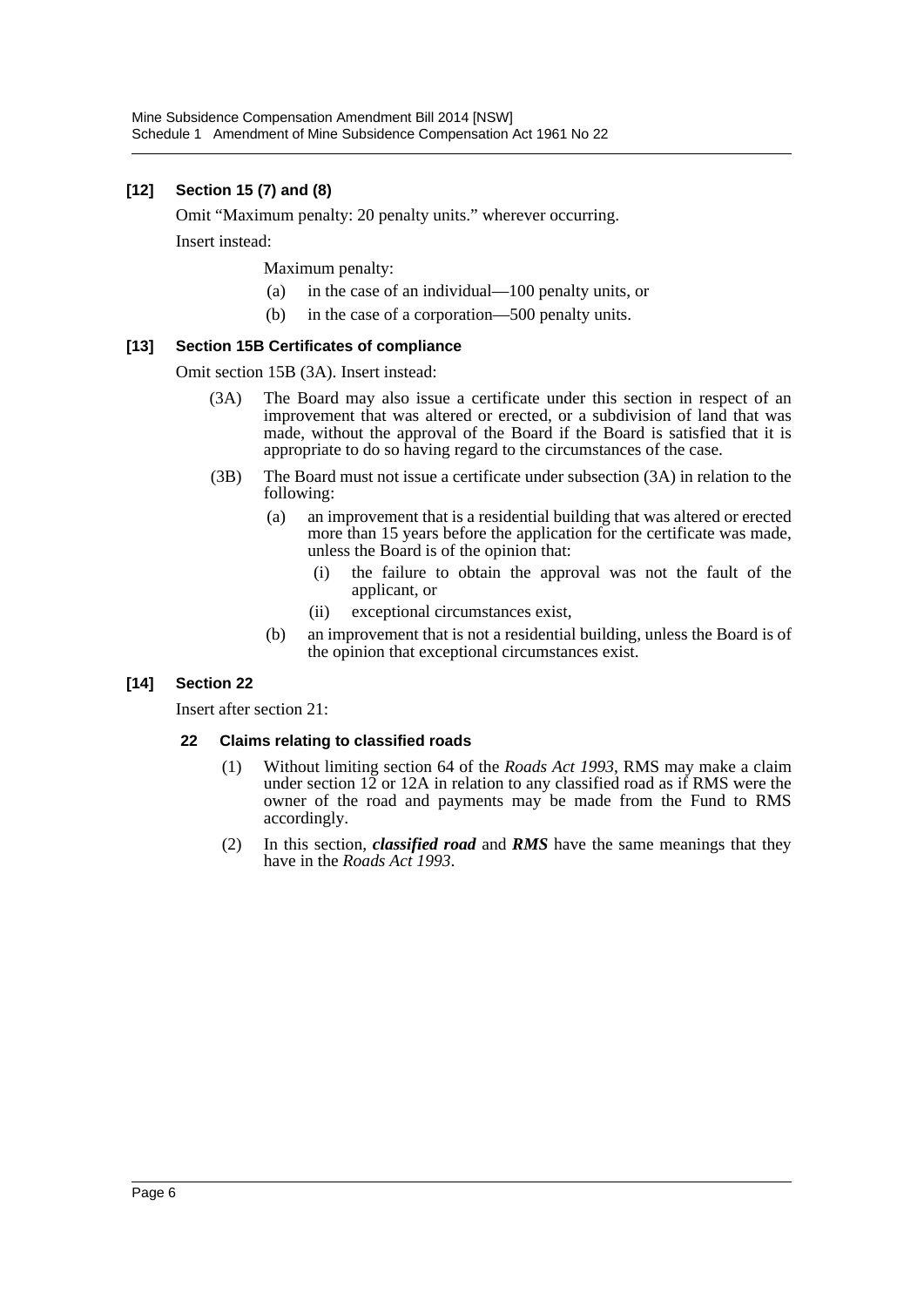### [12] Section 15 (7) and (8)

Omit "Maximum penalty: 20 penalty units." wherever occurring.

Insert instead:

Maximum penalty:

(a) in the case of an individual—100 penalty units, or

(b) in the case of a corporation—500 penalty units.

### [13] Section 15B Certificates of compliance

Omit section 15B (3A). Insert instead:

(3A) The Board may also issue a certificate under this section in respect of an improvement that was altered or erected, or a subdivision of land that was made, without the approval of the Board if the Board is satisfied that it is appropriate to do so having regard to the circumstances of the case.

(3B) The Board must not issue a certificate under subsection (3A) in relation to the following:

(a) an improvement that is a residential building that was altered or erected more than 15 years before the application for the certificate was made, unless the Board is of the opinion that:

(i) the failure to obtain the approval was not the fault of the applicant, or

(ii) exceptional circumstances exist,

(b) an improvement that is not a residential building, unless the Board is of the opinion that exceptional circumstances exist.

### [14] Section 22

Insert after section 21:

#### 22 Claims relating to classified roads

(1) Without limiting section 64 of the *Roads Act 1993*, RMS may make a claim under section 12 or 12A in relation to any classified road as if RMS were the owner of the road and payments may be made from the Fund to RMS accordingly.

(2) In this section, ***classified road*** and ***RMS*** have the same meanings that they have in the *Roads Act 1993*.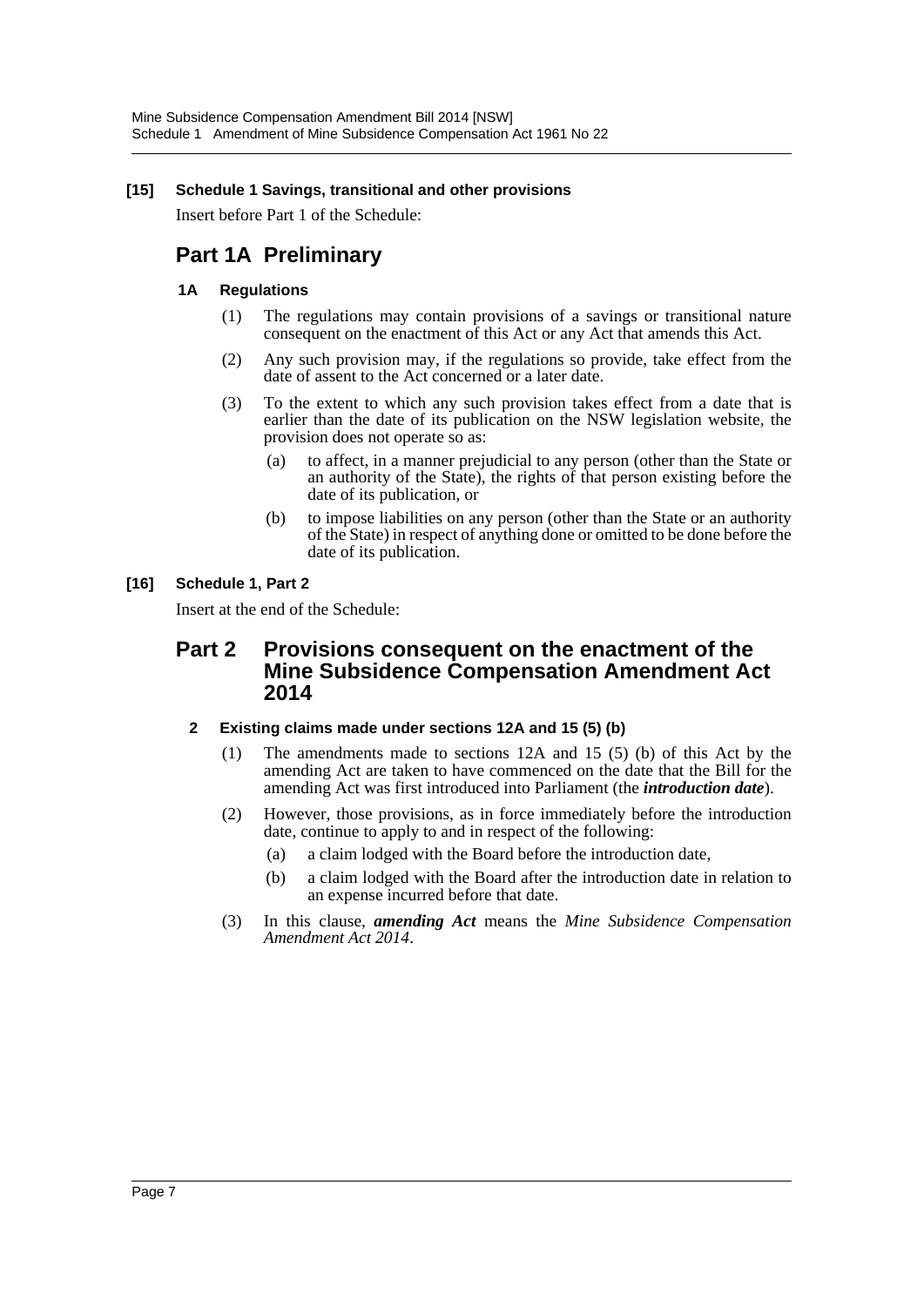**[15] Schedule 1 Savings, transitional and other provisions**

Insert before Part 1 of the Schedule:

## Part 1A Preliminary

**1A Regulations**

(1) The regulations may contain provisions of a savings or transitional nature consequent on the enactment of this Act or any Act that amends this Act.

(2) Any such provision may, if the regulations so provide, take effect from the date of assent to the Act concerned or a later date.

(3) To the extent to which any such provision takes effect from a date that is earlier than the date of its publication on the NSW legislation website, the provision does not operate so as:

(a) to affect, in a manner prejudicial to any person (other than the State or an authority of the State), the rights of that person existing before the date of its publication, or

(b) to impose liabilities on any person (other than the State or an authority of the State) in respect of anything done or omitted to be done before the date of its publication.

**[16] Schedule 1, Part 2**

Insert at the end of the Schedule:

## Part 2 Provisions consequent on the enactment of the Mine Subsidence Compensation Amendment Act 2014

**2 Existing claims made under sections 12A and 15 (5) (b)**

(1) The amendments made to sections 12A and 15 (5) (b) of this Act by the amending Act are taken to have commenced on the date that the Bill for the amending Act was first introduced into Parliament (the ***introduction date***).

(2) However, those provisions, as in force immediately before the introduction date, continue to apply to and in respect of the following:

(a) a claim lodged with the Board before the introduction date,

(b) a claim lodged with the Board after the introduction date in relation to an expense incurred before that date.

(3) In this clause, ***amending Act*** means the *Mine Subsidence Compensation Amendment Act 2014*.